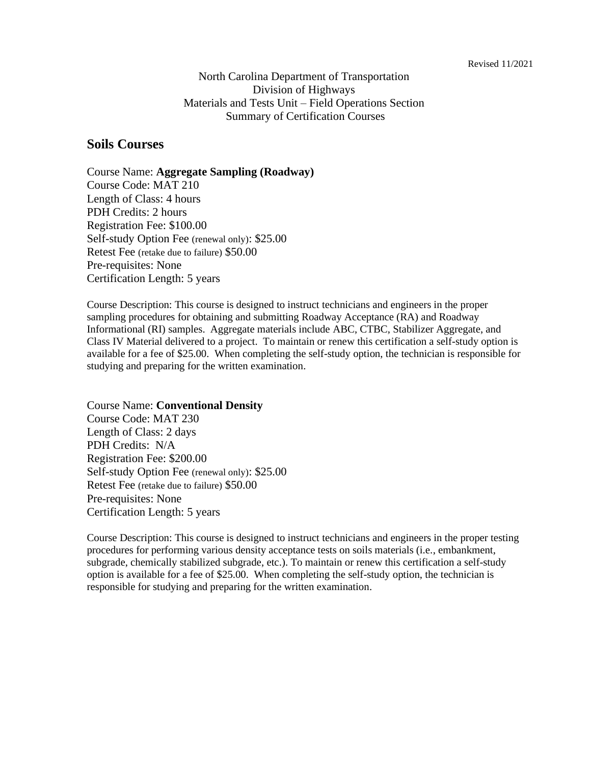Revised 11/2021

North Carolina Department of Transportation
Division of Highways
Materials and Tests Unit – Field Operations Section
Summary of Certification Courses

## Soils Courses

Course Name: **Aggregate Sampling (Roadway)**
Course Code: MAT 210
Length of Class: 4 hours
PDH Credits: 2 hours
Registration Fee: $100.00
Self-study Option Fee (renewal only): $25.00
Retest Fee (retake due to failure) $50.00
Pre-requisites: None
Certification Length: 5 years

Course Description: This course is designed to instruct technicians and engineers in the proper sampling procedures for obtaining and submitting Roadway Acceptance (RA) and Roadway Informational (RI) samples. Aggregate materials include ABC, CTBC, Stabilizer Aggregate, and Class IV Material delivered to a project. To maintain or renew this certification a self-study option is available for a fee of $25.00. When completing the self-study option, the technician is responsible for studying and preparing for the written examination.

Course Name: **Conventional Density**
Course Code: MAT 230
Length of Class: 2 days
PDH Credits: N/A
Registration Fee: $200.00
Self-study Option Fee (renewal only): $25.00
Retest Fee (retake due to failure) $50.00
Pre-requisites: None
Certification Length: 5 years

Course Description: This course is designed to instruct technicians and engineers in the proper testing procedures for performing various density acceptance tests on soils materials (i.e., embankment, subgrade, chemically stabilized subgrade, etc.). To maintain or renew this certification a self-study option is available for a fee of $25.00. When completing the self-study option, the technician is responsible for studying and preparing for the written examination.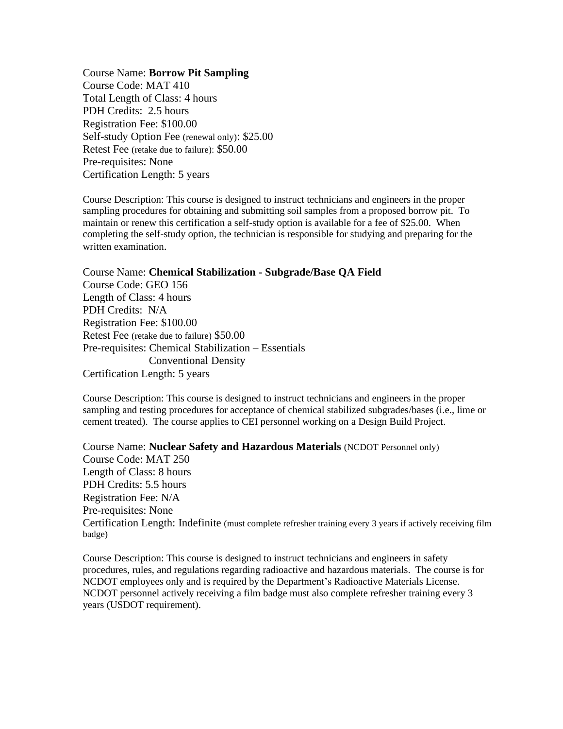Course Name: **Borrow Pit Sampling**
Course Code: MAT 410
Total Length of Class: 4 hours
PDH Credits: 2.5 hours
Registration Fee: $100.00
Self-study Option Fee (renewal only): $25.00
Retest Fee (retake due to failure): $50.00
Pre-requisites: None
Certification Length: 5 years

Course Description: This course is designed to instruct technicians and engineers in the proper sampling procedures for obtaining and submitting soil samples from a proposed borrow pit. To maintain or renew this certification a self-study option is available for a fee of $25.00. When completing the self-study option, the technician is responsible for studying and preparing for the written examination.

Course Name: **Chemical Stabilization - Subgrade/Base QA Field**
Course Code: GEO 156
Length of Class: 4 hours
PDH Credits: N/A
Registration Fee: $100.00
Retest Fee (retake due to failure) $50.00
Pre-requisites: Chemical Stabilization – Essentials
Conventional Density
Certification Length: 5 years

Course Description: This course is designed to instruct technicians and engineers in the proper sampling and testing procedures for acceptance of chemical stabilized subgrades/bases (i.e., lime or cement treated). The course applies to CEI personnel working on a Design Build Project.

Course Name: **Nuclear Safety and Hazardous Materials** (NCDOT Personnel only)
Course Code: MAT 250
Length of Class: 8 hours
PDH Credits: 5.5 hours
Registration Fee: N/A
Pre-requisites: None
Certification Length: Indefinite (must complete refresher training every 3 years if actively receiving film badge)

Course Description: This course is designed to instruct technicians and engineers in safety procedures, rules, and regulations regarding radioactive and hazardous materials. The course is for NCDOT employees only and is required by the Department's Radioactive Materials License. NCDOT personnel actively receiving a film badge must also complete refresher training every 3 years (USDOT requirement).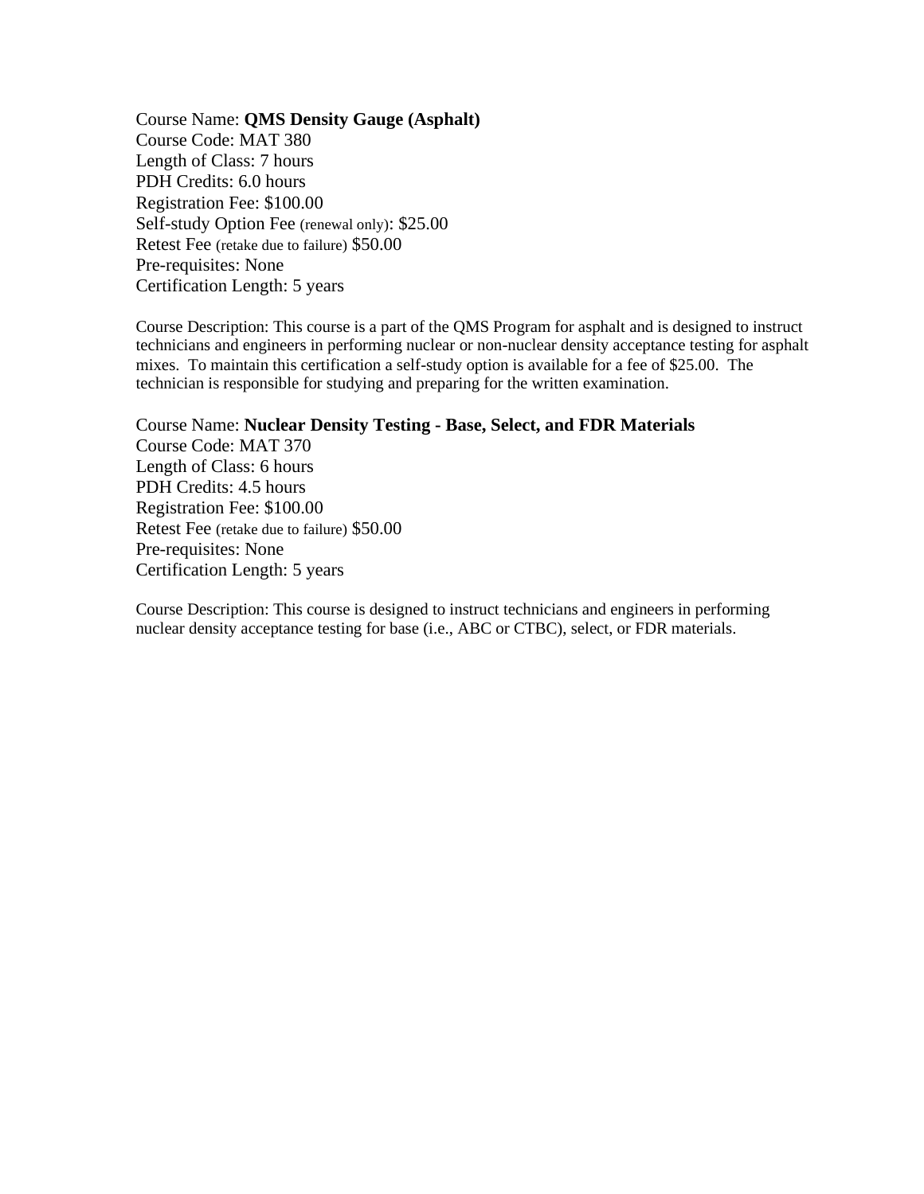Course Name: **QMS Density Gauge (Asphalt)**
Course Code: MAT 380
Length of Class: 7 hours
PDH Credits: 6.0 hours
Registration Fee: $100.00
Self-study Option Fee (renewal only): $25.00
Retest Fee (retake due to failure) $50.00
Pre-requisites: None
Certification Length: 5 years

Course Description: This course is a part of the QMS Program for asphalt and is designed to instruct technicians and engineers in performing nuclear or non-nuclear density acceptance testing for asphalt mixes. To maintain this certification a self-study option is available for a fee of $25.00. The technician is responsible for studying and preparing for the written examination.

Course Name: **Nuclear Density Testing - Base, Select, and FDR Materials**
Course Code: MAT 370
Length of Class: 6 hours
PDH Credits: 4.5 hours
Registration Fee: $100.00
Retest Fee (retake due to failure) $50.00
Pre-requisites: None
Certification Length: 5 years

Course Description: This course is designed to instruct technicians and engineers in performing nuclear density acceptance testing for base (i.e., ABC or CTBC), select, or FDR materials.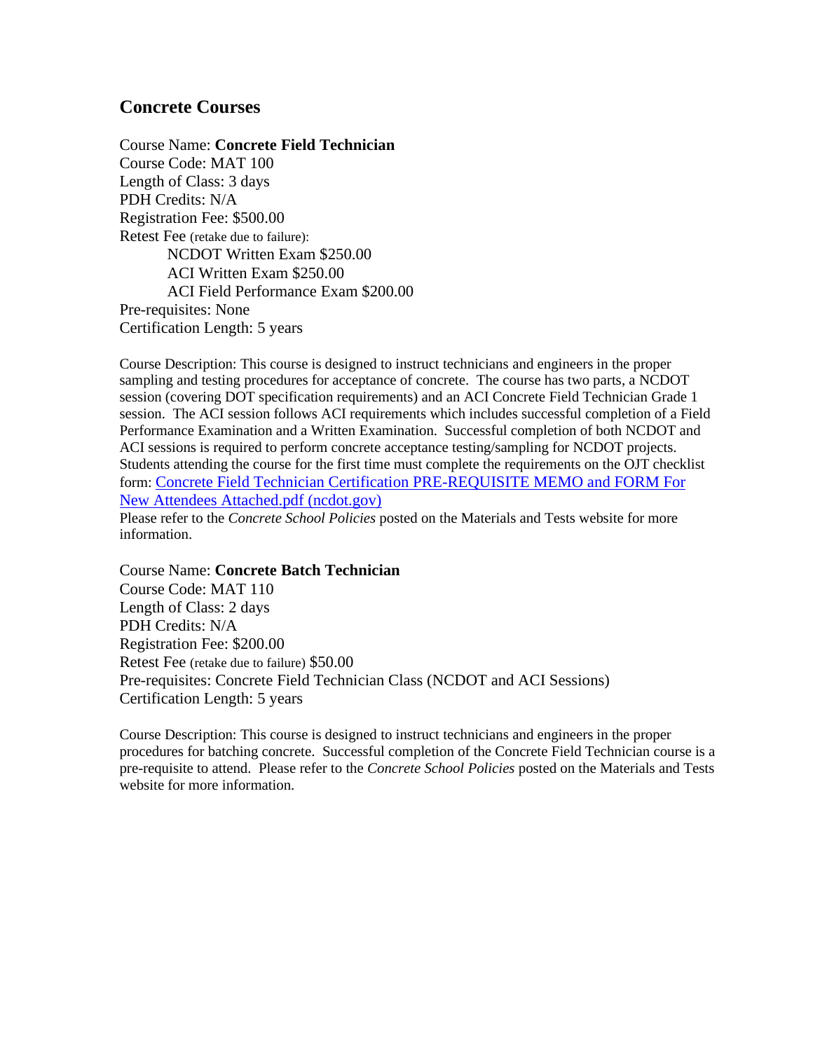## Concrete Courses

Course Name: **Concrete Field Technician**
Course Code: MAT 100
Length of Class: 3 days
PDH Credits: N/A
Registration Fee: $500.00
Retest Fee (retake due to failure):

NCDOT Written Exam $250.00
ACI Written Exam $250.00
ACI Field Performance Exam $200.00

Pre-requisites: None
Certification Length: 5 years

Course Description: This course is designed to instruct technicians and engineers in the proper sampling and testing procedures for acceptance of concrete. The course has two parts, a NCDOT session (covering DOT specification requirements) and an ACI Concrete Field Technician Grade 1 session. The ACI session follows ACI requirements which includes successful completion of a Field Performance Examination and a Written Examination. Successful completion of both NCDOT and ACI sessions is required to perform concrete acceptance testing/sampling for NCDOT projects. Students attending the course for the first time must complete the requirements on the OJT checklist form: Concrete Field Technician Certification PRE-REQUISITE MEMO and FORM For New Attendees Attached.pdf (ncdot.gov)
Please refer to the *Concrete School Policies* posted on the Materials and Tests website for more information.

Course Name: **Concrete Batch Technician**
Course Code: MAT 110
Length of Class: 2 days
PDH Credits: N/A
Registration Fee: $200.00
Retest Fee (retake due to failure) $50.00
Pre-requisites: Concrete Field Technician Class (NCDOT and ACI Sessions)
Certification Length: 5 years

Course Description: This course is designed to instruct technicians and engineers in the proper procedures for batching concrete. Successful completion of the Concrete Field Technician course is a pre-requisite to attend. Please refer to the *Concrete School Policies* posted on the Materials and Tests website for more information.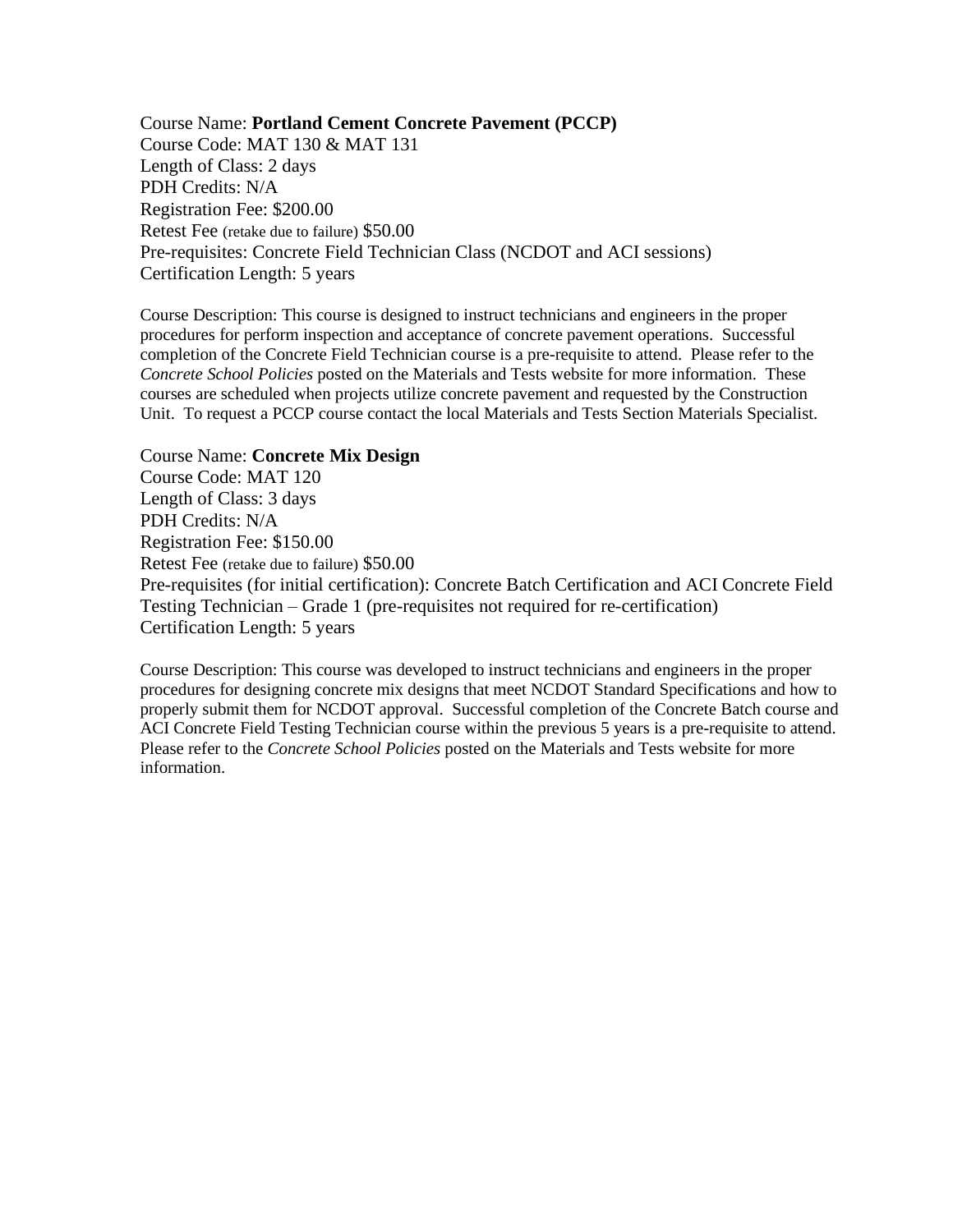Course Name: **Portland Cement Concrete Pavement (PCCP)**
Course Code: MAT 130 & MAT 131
Length of Class: 2 days
PDH Credits: N/A
Registration Fee: $200.00
Retest Fee (retake due to failure) $50.00
Pre-requisites: Concrete Field Technician Class (NCDOT and ACI sessions)
Certification Length: 5 years

Course Description: This course is designed to instruct technicians and engineers in the proper procedures for perform inspection and acceptance of concrete pavement operations. Successful completion of the Concrete Field Technician course is a pre-requisite to attend. Please refer to the *Concrete School Policies* posted on the Materials and Tests website for more information. These courses are scheduled when projects utilize concrete pavement and requested by the Construction Unit. To request a PCCP course contact the local Materials and Tests Section Materials Specialist.

Course Name: **Concrete Mix Design**
Course Code: MAT 120
Length of Class: 3 days
PDH Credits: N/A
Registration Fee: $150.00
Retest Fee (retake due to failure) $50.00
Pre-requisites (for initial certification): Concrete Batch Certification and ACI Concrete Field Testing Technician – Grade 1 (pre-requisites not required for re-certification)
Certification Length: 5 years

Course Description: This course was developed to instruct technicians and engineers in the proper procedures for designing concrete mix designs that meet NCDOT Standard Specifications and how to properly submit them for NCDOT approval. Successful completion of the Concrete Batch course and ACI Concrete Field Testing Technician course within the previous 5 years is a pre-requisite to attend. Please refer to the *Concrete School Policies* posted on the Materials and Tests website for more information.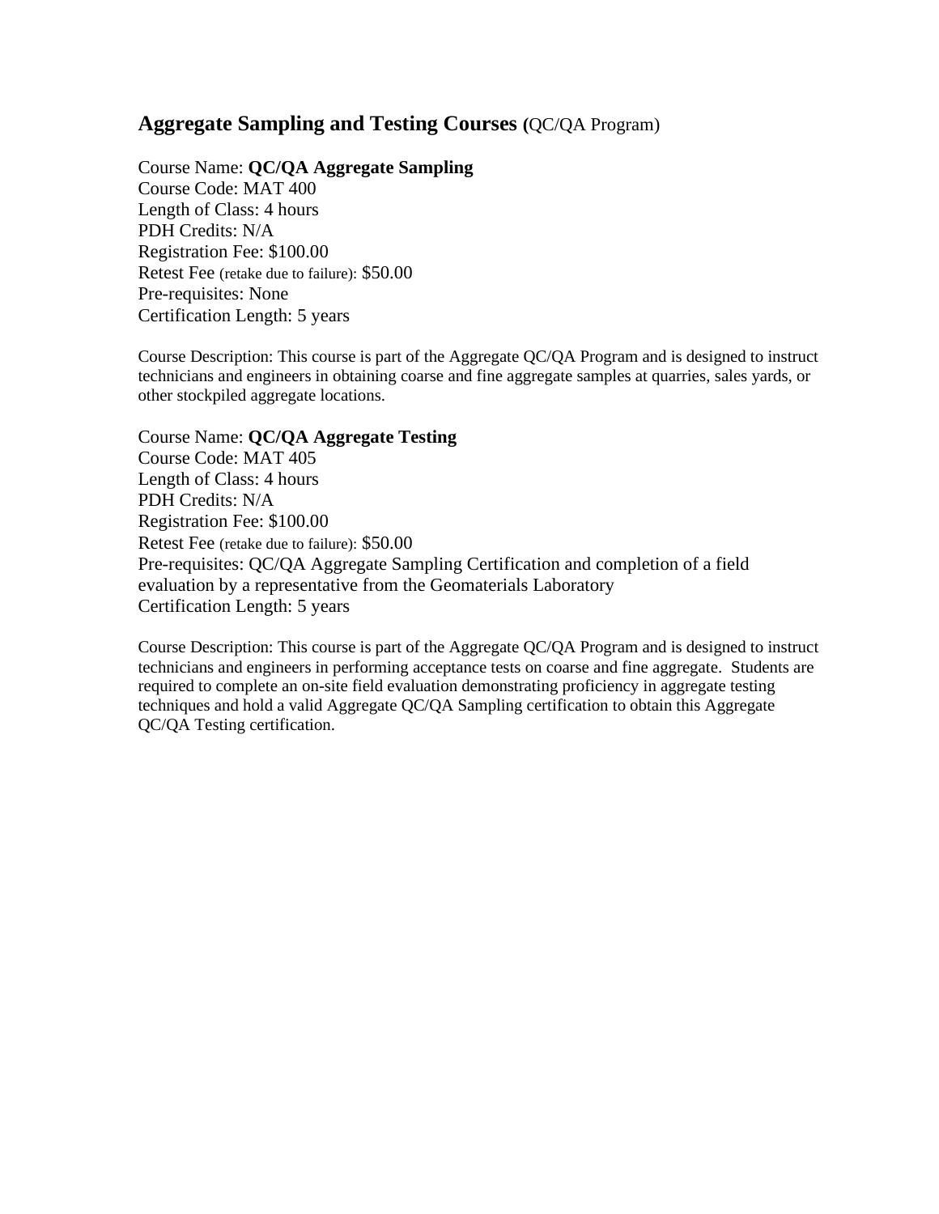## **Aggregate Sampling and Testing Courses (**QC/QA Program)

Course Name: **QC/QA Aggregate Sampling**
Course Code: MAT 400
Length of Class: 4 hours
PDH Credits: N/A
Registration Fee: $100.00
Retest Fee (retake due to failure): $50.00
Pre-requisites: None
Certification Length: 5 years

Course Description: This course is part of the Aggregate QC/QA Program and is designed to instruct technicians and engineers in obtaining coarse and fine aggregate samples at quarries, sales yards, or other stockpiled aggregate locations.

Course Name: **QC/QA Aggregate Testing**
Course Code: MAT 405
Length of Class: 4 hours
PDH Credits: N/A
Registration Fee: $100.00
Retest Fee (retake due to failure): $50.00
Pre-requisites: QC/QA Aggregate Sampling Certification and completion of a field evaluation by a representative from the Geomaterials Laboratory
Certification Length: 5 years

Course Description: This course is part of the Aggregate QC/QA Program and is designed to instruct technicians and engineers in performing acceptance tests on coarse and fine aggregate. Students are required to complete an on-site field evaluation demonstrating proficiency in aggregate testing techniques and hold a valid Aggregate QC/QA Sampling certification to obtain this Aggregate QC/QA Testing certification.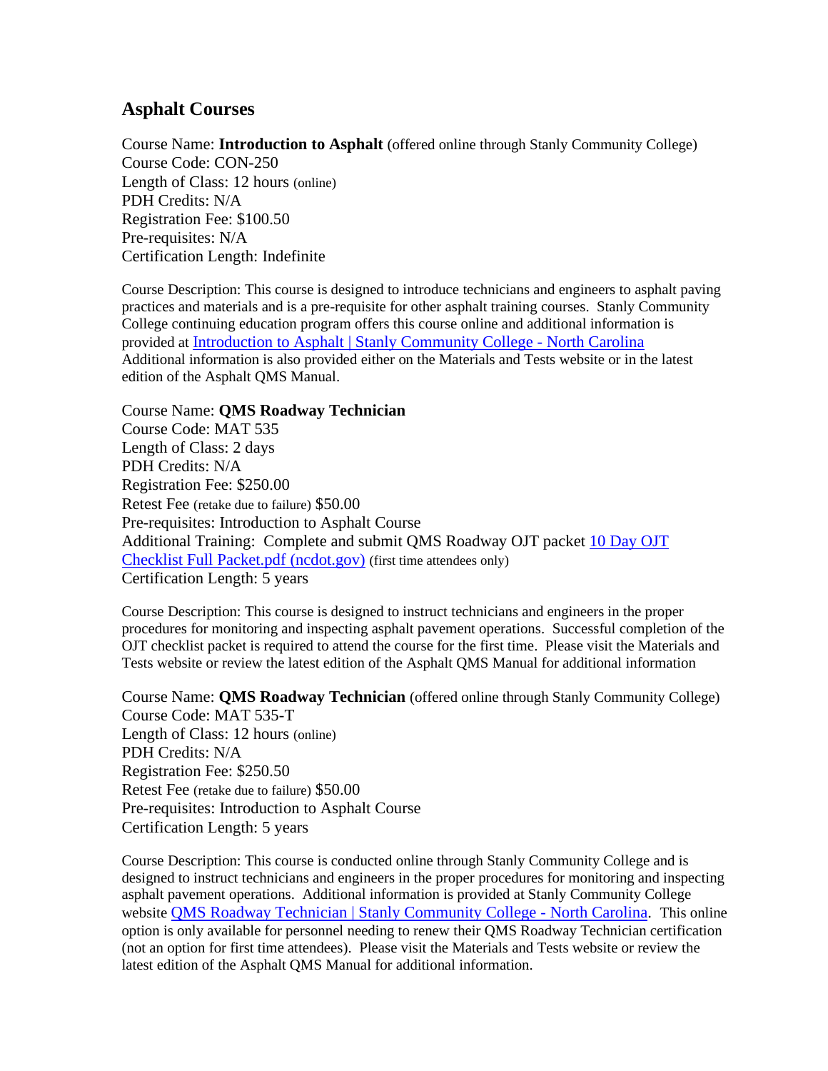## Asphalt Courses

Course Name: **Introduction to Asphalt** (offered online through Stanly Community College)
Course Code: CON-250
Length of Class: 12 hours (online)
PDH Credits: N/A
Registration Fee: $100.50
Pre-requisites: N/A
Certification Length: Indefinite

Course Description: This course is designed to introduce technicians and engineers to asphalt paving practices and materials and is a pre-requisite for other asphalt training courses. Stanly Community College continuing education program offers this course online and additional information is provided at [Introduction to Asphalt | Stanly Community College - North Carolina](https://www.stanly.edu) Additional information is also provided either on the Materials and Tests website or in the latest edition of the Asphalt QMS Manual.

Course Name: **QMS Roadway Technician**
Course Code: MAT 535
Length of Class: 2 days
PDH Credits: N/A
Registration Fee: $250.00
Retest Fee (retake due to failure) $50.00
Pre-requisites: Introduction to Asphalt Course
Additional Training: Complete and submit QMS Roadway OJT packet [10 Day OJT Checklist Full Packet.pdf (ncdot.gov)](https://www.ncdot.gov) (first time attendees only)
Certification Length: 5 years

Course Description: This course is designed to instruct technicians and engineers in the proper procedures for monitoring and inspecting asphalt pavement operations. Successful completion of the OJT checklist packet is required to attend the course for the first time. Please visit the Materials and Tests website or review the latest edition of the Asphalt QMS Manual for additional information

Course Name: **QMS Roadway Technician** (offered online through Stanly Community College)
Course Code: MAT 535-T
Length of Class: 12 hours (online)
PDH Credits: N/A
Registration Fee: $250.50
Retest Fee (retake due to failure) $50.00
Pre-requisites: Introduction to Asphalt Course
Certification Length: 5 years

Course Description: This course is conducted online through Stanly Community College and is designed to instruct technicians and engineers in the proper procedures for monitoring and inspecting asphalt pavement operations. Additional information is provided at Stanly Community College website [QMS Roadway Technician | Stanly Community College - North Carolina](https://www.stanly.edu). This online option is only available for personnel needing to renew their QMS Roadway Technician certification (not an option for first time attendees). Please visit the Materials and Tests website or review the latest edition of the Asphalt QMS Manual for additional information.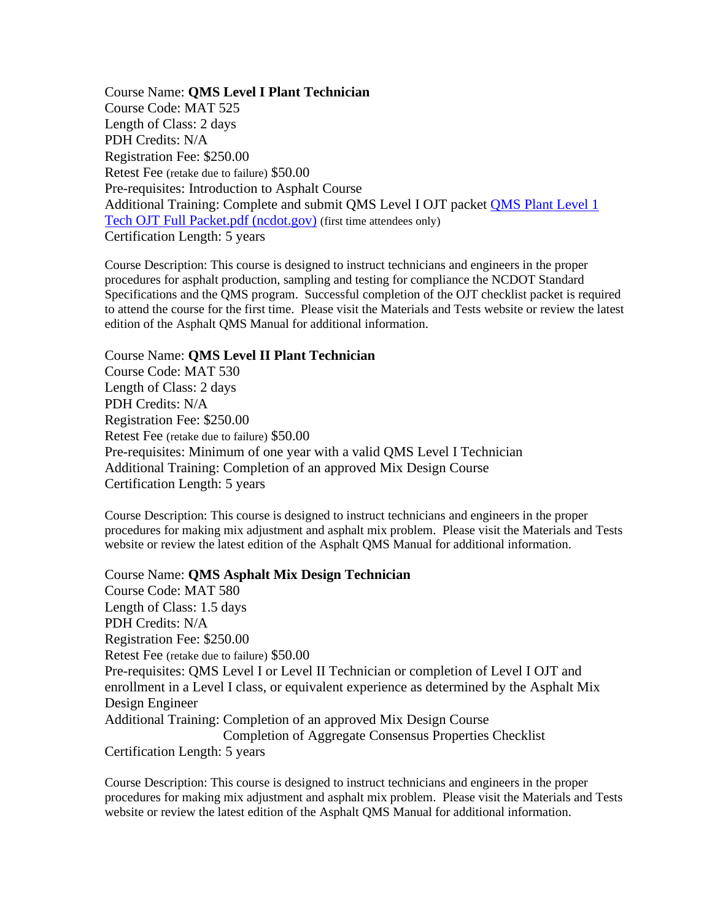Course Name: **QMS Level I Plant Technician**
Course Code: MAT 525
Length of Class: 2 days
PDH Credits: N/A
Registration Fee: $250.00
Retest Fee (retake due to failure) $50.00
Pre-requisites: Introduction to Asphalt Course
Additional Training: Complete and submit QMS Level I OJT packet [QMS Plant Level 1 Tech OJT Full Packet.pdf (ncdot.gov)] (first time attendees only)
Certification Length: 5 years

Course Description: This course is designed to instruct technicians and engineers in the proper procedures for asphalt production, sampling and testing for compliance the NCDOT Standard Specifications and the QMS program. Successful completion of the OJT checklist packet is required to attend the course for the first time. Please visit the Materials and Tests website or review the latest edition of the Asphalt QMS Manual for additional information.

Course Name: **QMS Level II Plant Technician**
Course Code: MAT 530
Length of Class: 2 days
PDH Credits: N/A
Registration Fee: $250.00
Retest Fee (retake due to failure) $50.00
Pre-requisites: Minimum of one year with a valid QMS Level I Technician
Additional Training: Completion of an approved Mix Design Course
Certification Length: 5 years

Course Description: This course is designed to instruct technicians and engineers in the proper procedures for making mix adjustment and asphalt mix problem. Please visit the Materials and Tests website or review the latest edition of the Asphalt QMS Manual for additional information.

Course Name: **QMS Asphalt Mix Design Technician**
Course Code: MAT 580
Length of Class: 1.5 days
PDH Credits: N/A
Registration Fee: $250.00
Retest Fee (retake due to failure) $50.00
Pre-requisites: QMS Level I or Level II Technician or completion of Level I OJT and enrollment in a Level I class, or equivalent experience as determined by the Asphalt Mix Design Engineer
Additional Training: Completion of an approved Mix Design Course
Completion of Aggregate Consensus Properties Checklist
Certification Length: 5 years

Course Description: This course is designed to instruct technicians and engineers in the proper procedures for making mix adjustment and asphalt mix problem. Please visit the Materials and Tests website or review the latest edition of the Asphalt QMS Manual for additional information.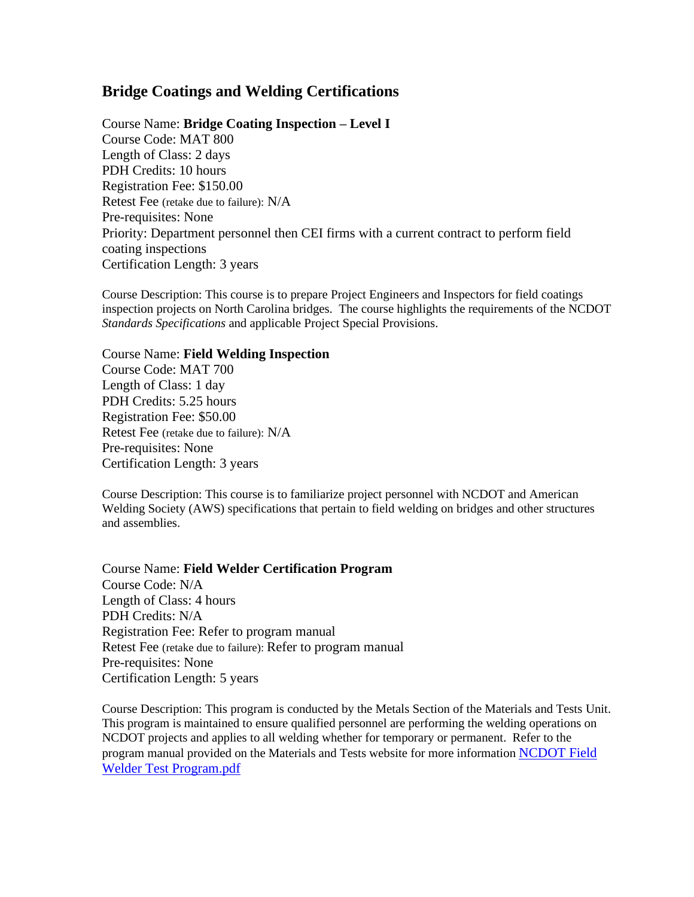## Bridge Coatings and Welding Certifications

Course Name: **Bridge Coating Inspection – Level I**
Course Code: MAT 800
Length of Class: 2 days
PDH Credits: 10 hours
Registration Fee: $150.00
Retest Fee (retake due to failure): N/A
Pre-requisites: None
Priority: Department personnel then CEI firms with a current contract to perform field coating inspections
Certification Length: 3 years

Course Description: This course is to prepare Project Engineers and Inspectors for field coatings inspection projects on North Carolina bridges. The course highlights the requirements of the NCDOT *Standards Specifications* and applicable Project Special Provisions.

Course Name: **Field Welding Inspection**
Course Code: MAT 700
Length of Class: 1 day
PDH Credits: 5.25 hours
Registration Fee: $50.00
Retest Fee (retake due to failure): N/A
Pre-requisites: None
Certification Length: 3 years

Course Description: This course is to familiarize project personnel with NCDOT and American Welding Society (AWS) specifications that pertain to field welding on bridges and other structures and assemblies.

Course Name: **Field Welder Certification Program**
Course Code: N/A
Length of Class: 4 hours
PDH Credits: N/A
Registration Fee: Refer to program manual
Retest Fee (retake due to failure): Refer to program manual
Pre-requisites: None
Certification Length: 5 years

Course Description: This program is conducted by the Metals Section of the Materials and Tests Unit. This program is maintained to ensure qualified personnel are performing the welding operations on NCDOT projects and applies to all welding whether for temporary or permanent. Refer to the program manual provided on the Materials and Tests website for more information NCDOT Field Welder Test Program.pdf